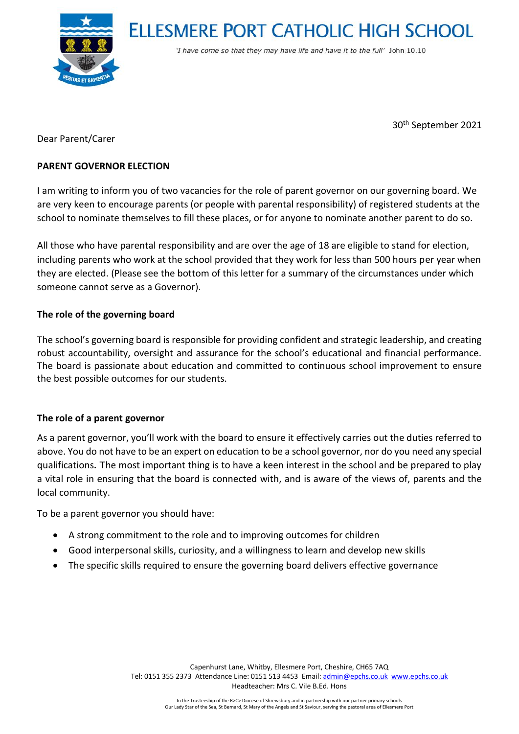# ELLESMERE PORT CATHOLIC HIGH SCHOOL

*'I have come so that they may have life and have it to the full'* John 10.10

30th September 2021

Dear Parent/Carer

**PARENT GOVERNOR ELECTION**

I am writing to inform you of two vacancies for the role of parent governor on our governing board. We are very keen to encourage parents (or people with parental responsibility) of registered students at the school to nominate themselves to fill these places, or for anyone to nominate another parent to do so.

All those who have parental responsibility and are over the age of 18 are eligible to stand for election, including parents who work at the school provided that they work for less than 500 hours per year when they are elected. (Please see the bottom of this letter for a summary of the circumstances under which someone cannot serve as a Governor).

**The role of the governing board**

The school's governing board is responsible for providing confident and strategic leadership, and creating robust accountability, oversight and assurance for the school's educational and financial performance. The board is passionate about education and committed to continuous school improvement to ensure the best possible outcomes for our students.

**The role of a parent governor**

As a parent governor, you'll work with the board to ensure it effectively carries out the duties referred to above. You do not have to be an expert on education to be a school governor, nor do you need any special qualifications. The most important thing is to have a keen interest in the school and be prepared to play a vital role in ensuring that the board is connected with, and is aware of the views of, parents and the local community.

To be a parent governor you should have:

- A strong commitment to the role and to improving outcomes for children
- Good interpersonal skills, curiosity, and a willingness to learn and develop new skills
- The specific skills required to ensure the governing board delivers effective governance

Capenhurst Lane, Whitby, Ellesmere Port, Cheshire, CH65 7AQ
Tel: 0151 355 2373 Attendance Line: 0151 513 4453 Email: admin@epchs.co.uk www.epchs.co.uk
Headteacher: Mrs C. Vile B.Ed. Hons

In the Trusteeship of the R>C> Diocese of Shrewsbury and in partnership with our partner primary schools
Our Lady Star of the Sea, St Bernard, St Mary of the Angels and St Saviour, serving the pastoral area of Ellesmere Port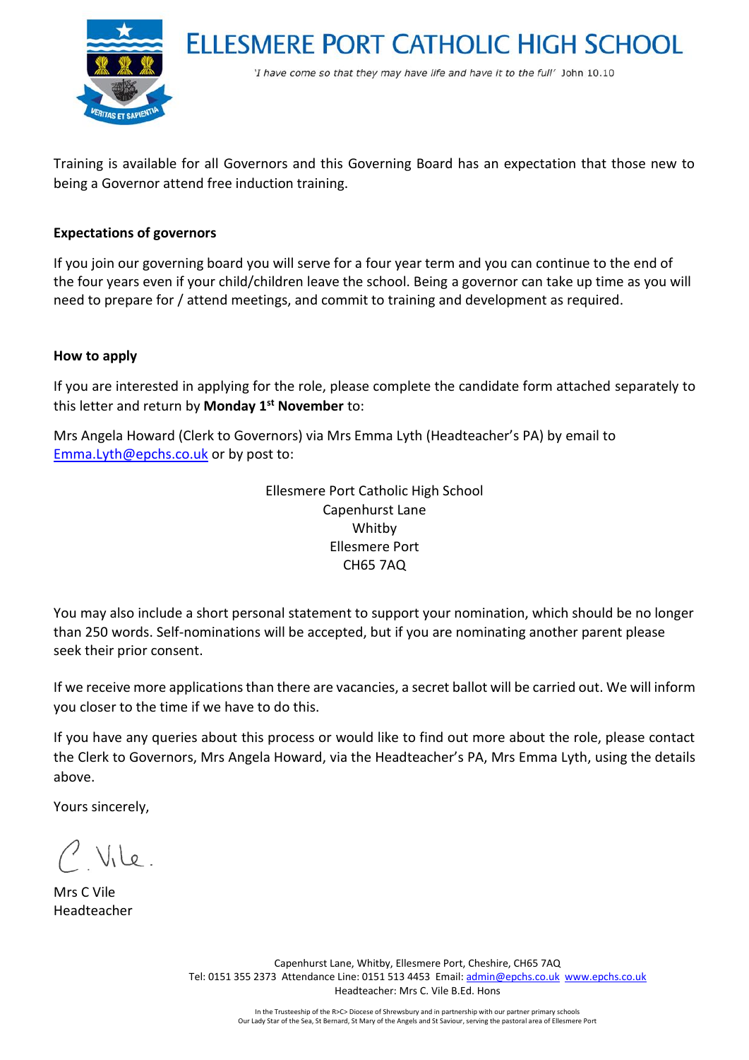Training is available for all Governors and this Governing Board has an expectation that those new to being a Governor attend free induction training.

**Expectations of governors**

If you join our governing board you will serve for a four year term and you can continue to the end of the four years even if your child/children leave the school. Being a governor can take up time as you will need to prepare for / attend meetings, and commit to training and development as required.

**How to apply**

If you are interested in applying for the role, please complete the candidate form attached separately to this letter and return by **Monday 1st November** to:

Mrs Angela Howard (Clerk to Governors) via Mrs Emma Lyth (Headteacher's PA) by email to Emma.Lyth@epchs.co.uk or by post to:

Ellesmere Port Catholic High School
Capenhurst Lane
Whitby
Ellesmere Port
CH65 7AQ

You may also include a short personal statement to support your nomination, which should be no longer than 250 words. Self-nominations will be accepted, but if you are nominating another parent please seek their prior consent.

If we receive more applications than there are vacancies, a secret ballot will be carried out. We will inform you closer to the time if we have to do this.

If you have any queries about this process or would like to find out more about the role, please contact the Clerk to Governors, Mrs Angela Howard, via the Headteacher's PA, Mrs Emma Lyth, using the details above.

Yours sincerely,

C. Vile.

Mrs C Vile
Headteacher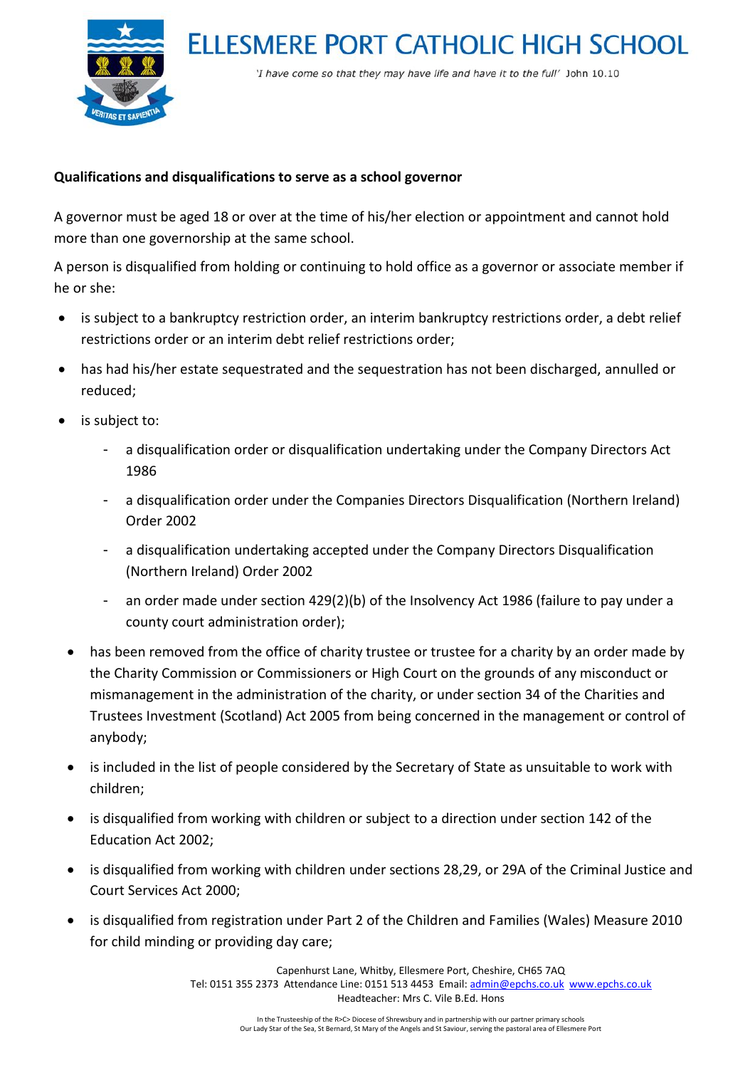**Qualifications and disqualifications to serve as a school governor**

A governor must be aged 18 or over at the time of his/her election or appointment and cannot hold more than one governorship at the same school.

A person is disqualified from holding or continuing to hold office as a governor or associate member if he or she:

- is subject to a bankruptcy restriction order, an interim bankruptcy restrictions order, a debt relief restrictions order or an interim debt relief restrictions order;
- has had his/her estate sequestrated and the sequestration has not been discharged, annulled or reduced;
- is subject to:
  - a disqualification order or disqualification undertaking under the Company Directors Act 1986
  - a disqualification order under the Companies Directors Disqualification (Northern Ireland) Order 2002
  - a disqualification undertaking accepted under the Company Directors Disqualification (Northern Ireland) Order 2002
  - an order made under section 429(2)(b) of the Insolvency Act 1986 (failure to pay under a county court administration order);
- has been removed from the office of charity trustee or trustee for a charity by an order made by the Charity Commission or Commissioners or High Court on the grounds of any misconduct or mismanagement in the administration of the charity, or under section 34 of the Charities and Trustees Investment (Scotland) Act 2005 from being concerned in the management or control of anybody;
- is included in the list of people considered by the Secretary of State as unsuitable to work with children;
- is disqualified from working with children or subject to a direction under section 142 of the Education Act 2002;
- is disqualified from working with children under sections 28,29, or 29A of the Criminal Justice and Court Services Act 2000;
- is disqualified from registration under Part 2 of the Children and Families (Wales) Measure 2010 for child minding or providing day care;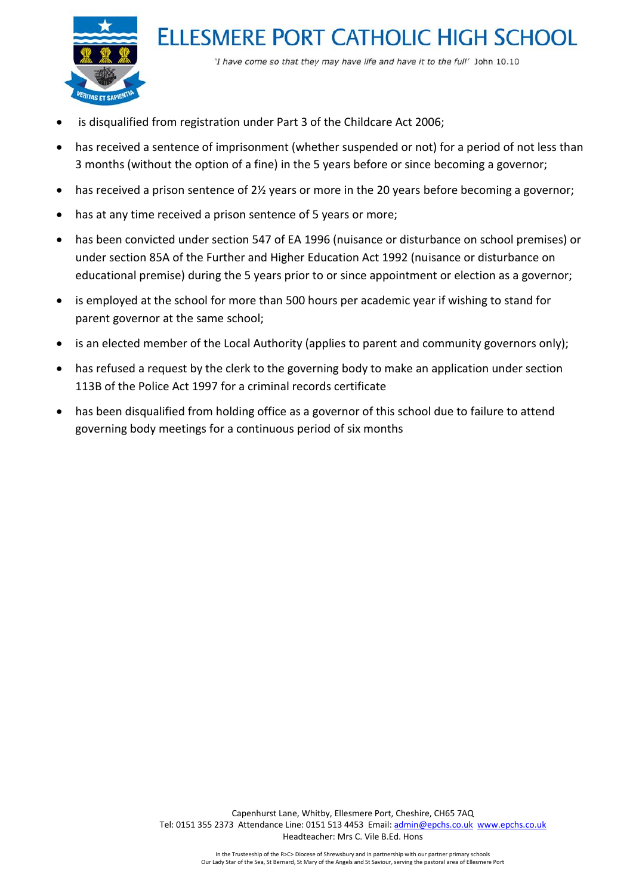- is disqualified from registration under Part 3 of the Childcare Act 2006;
- has received a sentence of imprisonment (whether suspended or not) for a period of not less than 3 months (without the option of a fine) in the 5 years before or since becoming a governor;
- has received a prison sentence of 2½ years or more in the 20 years before becoming a governor;
- has at any time received a prison sentence of 5 years or more;
- has been convicted under section 547 of EA 1996 (nuisance or disturbance on school premises) or under section 85A of the Further and Higher Education Act 1992 (nuisance or disturbance on educational premise) during the 5 years prior to or since appointment or election as a governor;
- is employed at the school for more than 500 hours per academic year if wishing to stand for parent governor at the same school;
- is an elected member of the Local Authority (applies to parent and community governors only);
- has refused a request by the clerk to the governing body to make an application under section 113B of the Police Act 1997 for a criminal records certificate
- has been disqualified from holding office as a governor of this school due to failure to attend governing body meetings for a continuous period of six months